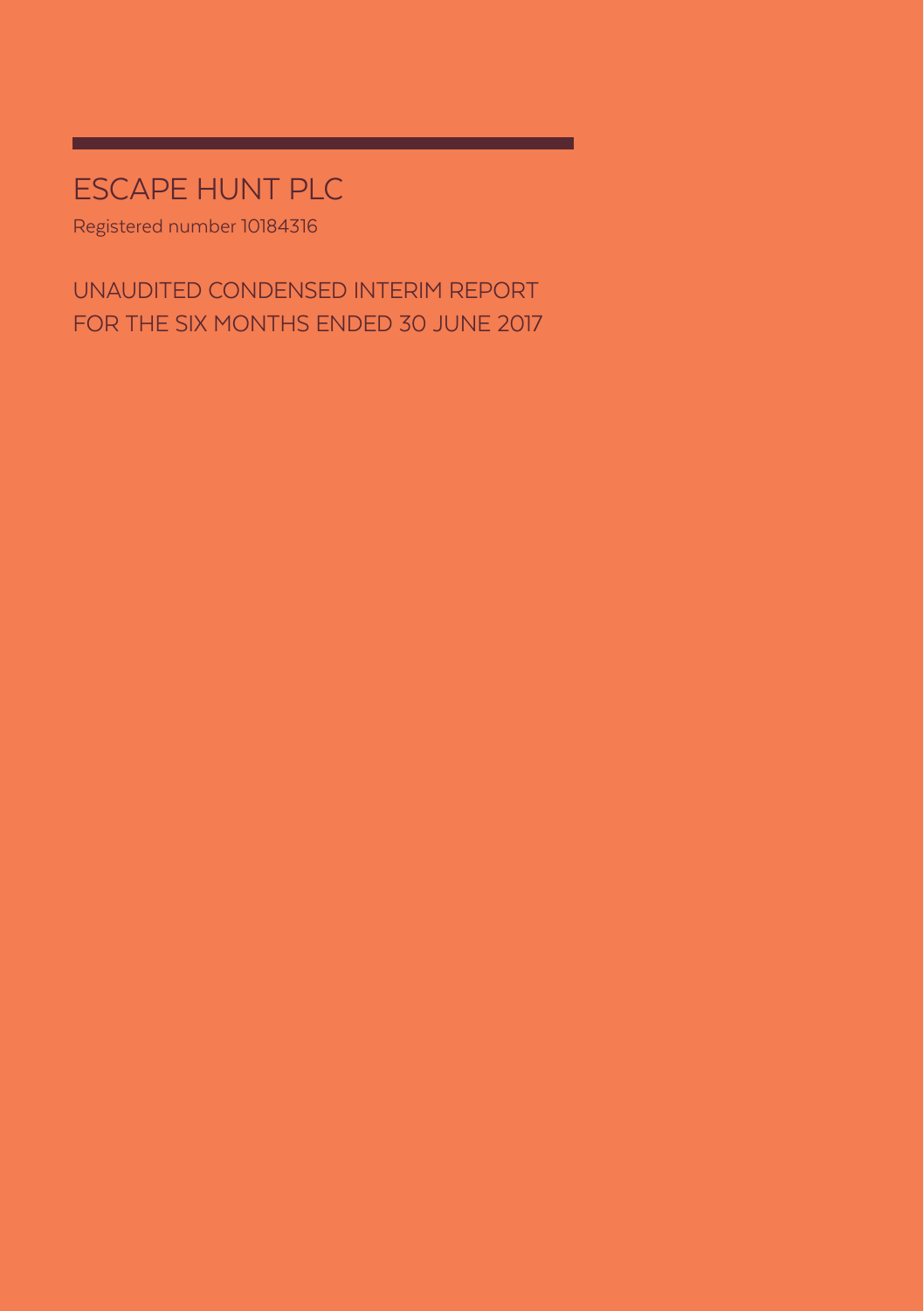# ESCAPE HUNT PLC

Registered number 10184316

## UNAUDITED CONDENSED INTERIM REPORT FOR THE SIX MONTHS ENDED 30 JUNE 2017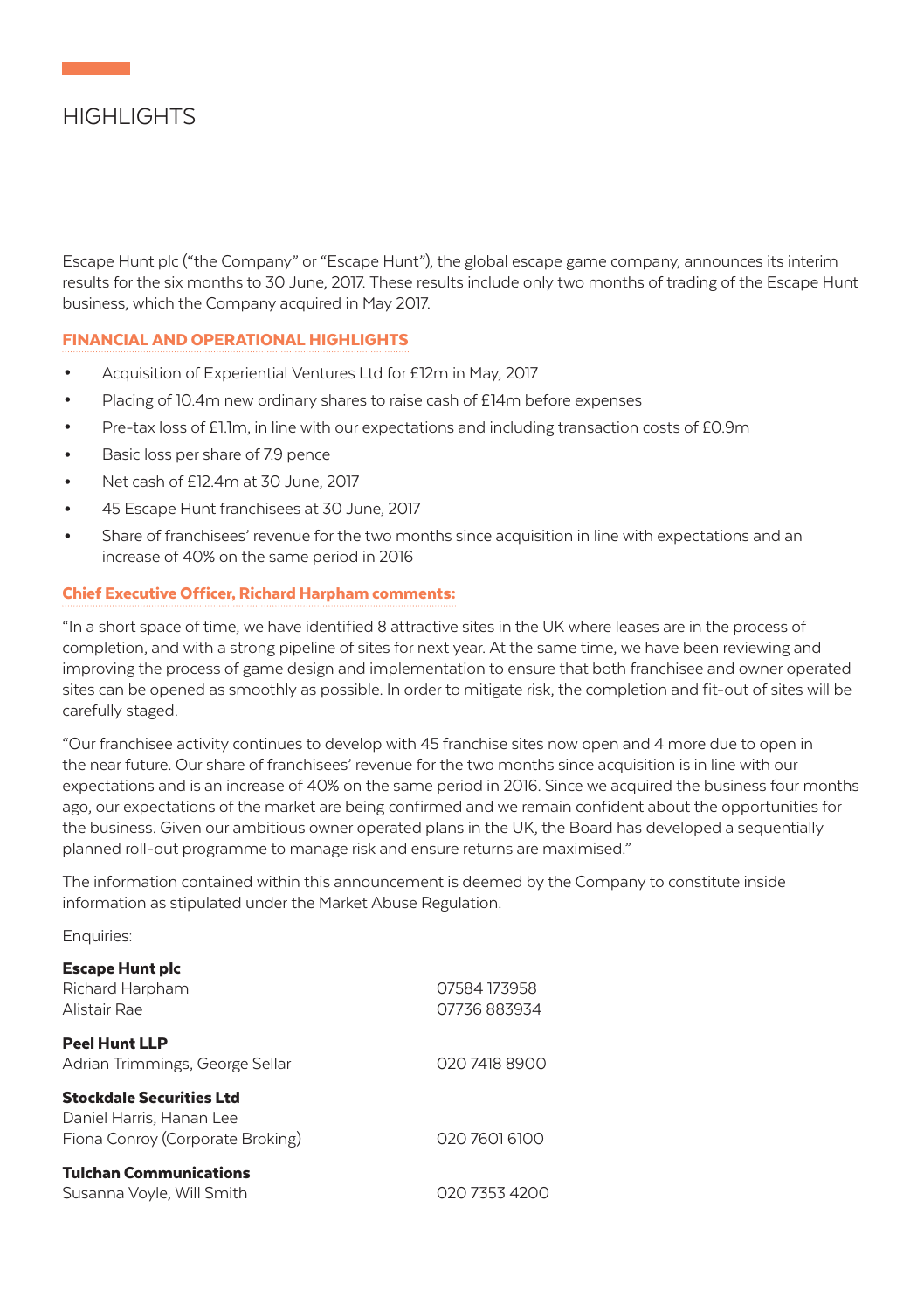# HIGHLIGHTS

Escape Hunt plc ("the Company" or "Escape Hunt"), the global escape game company, announces its interim results for the six months to 30 June, 2017. These results include only two months of trading of the Escape Hunt business, which the Company acquired in May 2017.

## FINANCIAL AND OPERATIONAL HIGHLIGHTS

- Acquisition of Experiential Ventures Ltd for £12m in May, 2017
- Placing of 10.4m new ordinary shares to raise cash of £14m before expenses
- Pre-tax loss of £1.1m, in line with our expectations and including transaction costs of £0.9m
- Basic loss per share of 7.9 pence
- Net cash of £12.4m at 30 June, 2017
- 45 Escape Hunt franchisees at 30 June, 2017
- Share of franchisees' revenue for the two months since acquisition in line with expectations and an increase of 40% on the same period in 2016

## Chief Executive Officer, Richard Harpham comments:

"In a short space of time, we have identified 8 attractive sites in the UK where leases are in the process of completion, and with a strong pipeline of sites for next year. At the same time, we have been reviewing and improving the process of game design and implementation to ensure that both franchisee and owner operated sites can be opened as smoothly as possible. In order to mitigate risk, the completion and fit-out of sites will be carefully staged.

"Our franchisee activity continues to develop with 45 franchise sites now open and 4 more due to open in the near future. Our share of franchisees' revenue for the two months since acquisition is in line with our expectations and is an increase of 40% on the same period in 2016. Since we acquired the business four months ago, our expectations of the market are being confirmed and we remain confident about the opportunities for the business. Given our ambitious owner operated plans in the UK, the Board has developed a sequentially planned roll-out programme to manage risk and ensure returns are maximised."

The information contained within this announcement is deemed by the Company to constitute inside information as stipulated under the Market Abuse Regulation.

Enquiries:

**Escape Hunt plc**
Richard Harpham — 07584 173958
Alistair Rae — 07736 883934

**Peel Hunt LLP**
Adrian Trimmings, George Sellar — 020 7418 8900

**Stockdale Securities Ltd**
Daniel Harris, Hanan Lee
Fiona Conroy (Corporate Broking) — 020 7601 6100

**Tulchan Communications**
Susanna Voyle, Will Smith — 020 7353 4200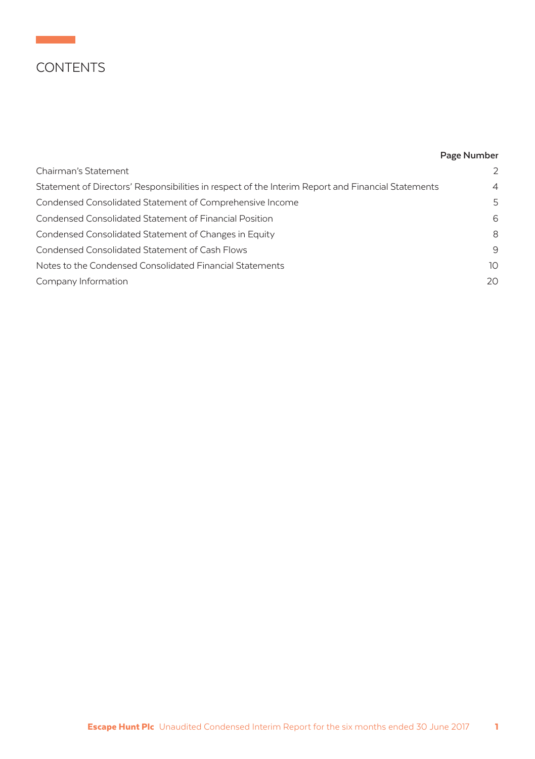# CONTENTS

| | Page Number |
|---|---|
| Chairman's Statement | 2 |
| Statement of Directors' Responsibilities in respect of the Interim Report and Financial Statements | 4 |
| Condensed Consolidated Statement of Comprehensive Income | 5 |
| Condensed Consolidated Statement of Financial Position | 6 |
| Condensed Consolidated Statement of Changes in Equity | 8 |
| Condensed Consolidated Statement of Cash Flows | 9 |
| Notes to the Condensed Consolidated Financial Statements | 10 |
| Company Information | 20 |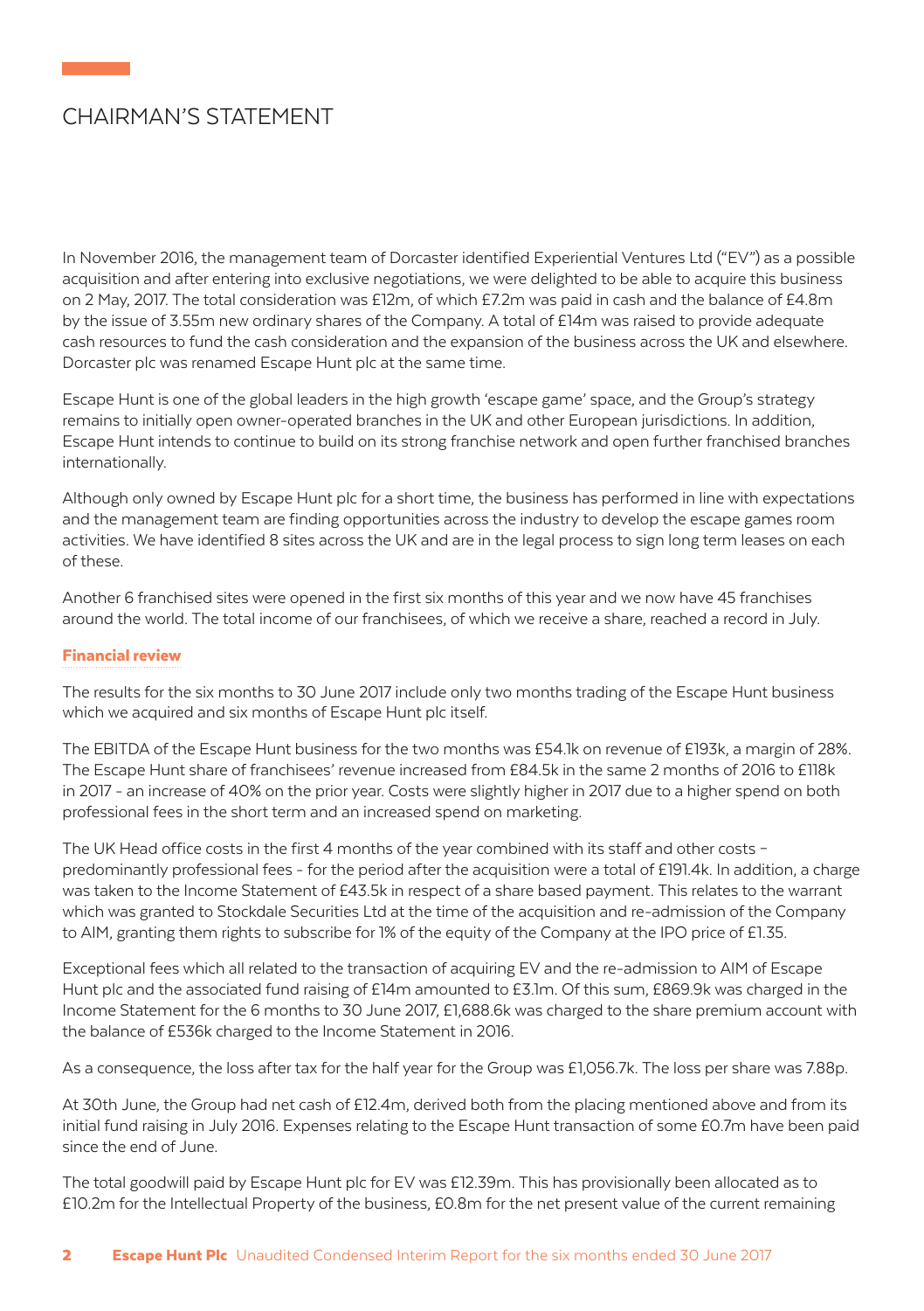# CHAIRMAN'S STATEMENT

In November 2016, the management team of Dorcaster identified Experiential Ventures Ltd ("EV") as a possible acquisition and after entering into exclusive negotiations, we were delighted to be able to acquire this business on 2 May, 2017. The total consideration was £12m, of which £7.2m was paid in cash and the balance of £4.8m by the issue of 3.55m new ordinary shares of the Company. A total of £14m was raised to provide adequate cash resources to fund the cash consideration and the expansion of the business across the UK and elsewhere. Dorcaster plc was renamed Escape Hunt plc at the same time.

Escape Hunt is one of the global leaders in the high growth 'escape game' space, and the Group's strategy remains to initially open owner-operated branches in the UK and other European jurisdictions. In addition, Escape Hunt intends to continue to build on its strong franchise network and open further franchised branches internationally.

Although only owned by Escape Hunt plc for a short time, the business has performed in line with expectations and the management team are finding opportunities across the industry to develop the escape games room activities. We have identified 8 sites across the UK and are in the legal process to sign long term leases on each of these.

Another 6 franchised sites were opened in the first six months of this year and we now have 45 franchises around the world. The total income of our franchisees, of which we receive a share, reached a record in July.

### Financial review

The results for the six months to 30 June 2017 include only two months trading of the Escape Hunt business which we acquired and six months of Escape Hunt plc itself.

The EBITDA of the Escape Hunt business for the two months was £54.1k on revenue of £193k, a margin of 28%. The Escape Hunt share of franchisees' revenue increased from £84.5k in the same 2 months of 2016 to £118k in 2017 - an increase of 40% on the prior year. Costs were slightly higher in 2017 due to a higher spend on both professional fees in the short term and an increased spend on marketing.

The UK Head office costs in the first 4 months of the year combined with its staff and other costs – predominantly professional fees - for the period after the acquisition were a total of £191.4k. In addition, a charge was taken to the Income Statement of £43.5k in respect of a share based payment. This relates to the warrant which was granted to Stockdale Securities Ltd at the time of the acquisition and re-admission of the Company to AIM, granting them rights to subscribe for 1% of the equity of the Company at the IPO price of £1.35.

Exceptional fees which all related to the transaction of acquiring EV and the re-admission to AIM of Escape Hunt plc and the associated fund raising of £14m amounted to £3.1m. Of this sum, £869.9k was charged in the Income Statement for the 6 months to 30 June 2017, £1,688.6k was charged to the share premium account with the balance of £536k charged to the Income Statement in 2016.

As a consequence, the loss after tax for the half year for the Group was £1,056.7k. The loss per share was 7.88p.

At 30th June, the Group had net cash of £12.4m, derived both from the placing mentioned above and from its initial fund raising in July 2016. Expenses relating to the Escape Hunt transaction of some £0.7m have been paid since the end of June.

The total goodwill paid by Escape Hunt plc for EV was £12.39m. This has provisionally been allocated as to £10.2m for the Intellectual Property of the business, £0.8m for the net present value of the current remaining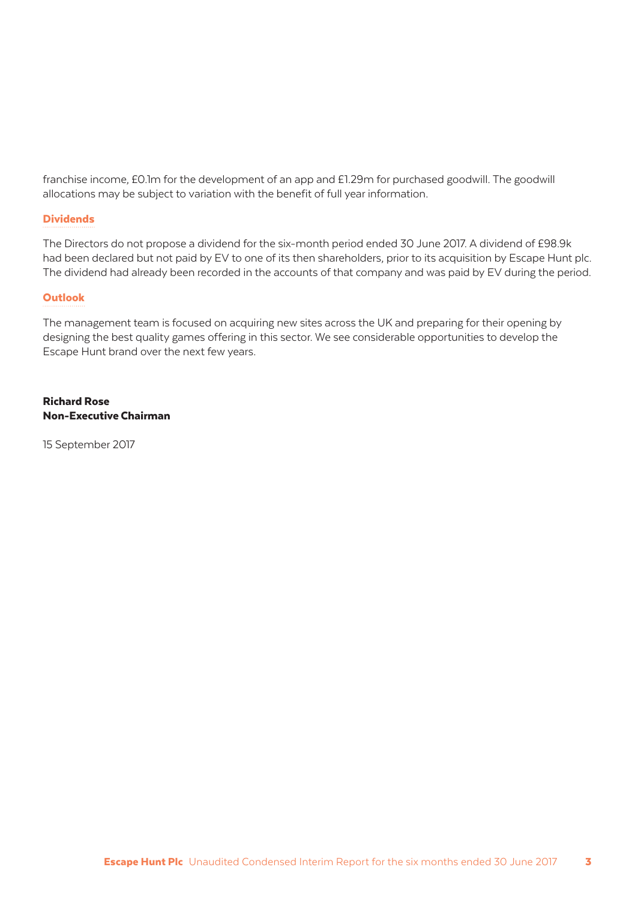franchise income, £0.1m for the development of an app and £1.29m for purchased goodwill. The goodwill allocations may be subject to variation with the benefit of full year information.

## Dividends

The Directors do not propose a dividend for the six-month period ended 30 June 2017. A dividend of £98.9k had been declared but not paid by EV to one of its then shareholders, prior to its acquisition by Escape Hunt plc. The dividend had already been recorded in the accounts of that company and was paid by EV during the period.

## Outlook

The management team is focused on acquiring new sites across the UK and preparing for their opening by designing the best quality games offering in this sector. We see considerable opportunities to develop the Escape Hunt brand over the next few years.

**Richard Rose**
**Non-Executive Chairman**

15 September 2017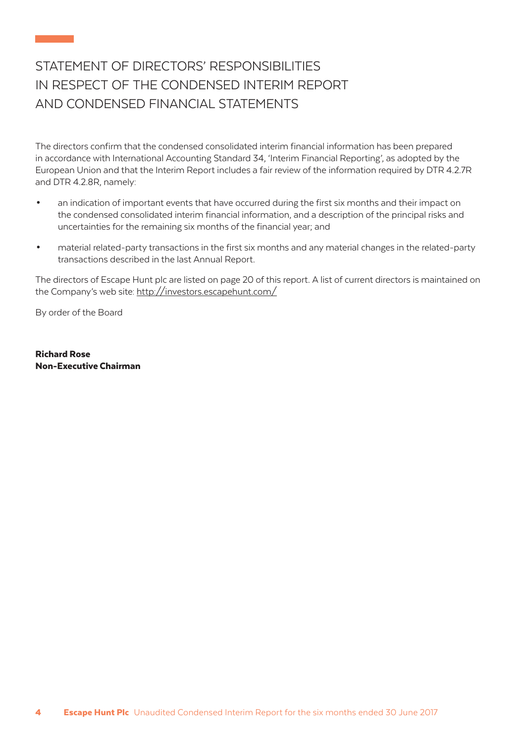# STATEMENT OF DIRECTORS' RESPONSIBILITIES IN RESPECT OF THE CONDENSED INTERIM REPORT AND CONDENSED FINANCIAL STATEMENTS

The directors confirm that the condensed consolidated interim financial information has been prepared in accordance with International Accounting Standard 34, 'Interim Financial Reporting', as adopted by the European Union and that the Interim Report includes a fair review of the information required by DTR 4.2.7R and DTR 4.2.8R, namely:

- an indication of important events that have occurred during the first six months and their impact on the condensed consolidated interim financial information, and a description of the principal risks and uncertainties for the remaining six months of the financial year; and
- material related-party transactions in the first six months and any material changes in the related-party transactions described in the last Annual Report.

The directors of Escape Hunt plc are listed on page 20 of this report. A list of current directors is maintained on the Company's web site: http://investors.escapehunt.com/

By order of the Board

**Richard Rose**
**Non-Executive Chairman**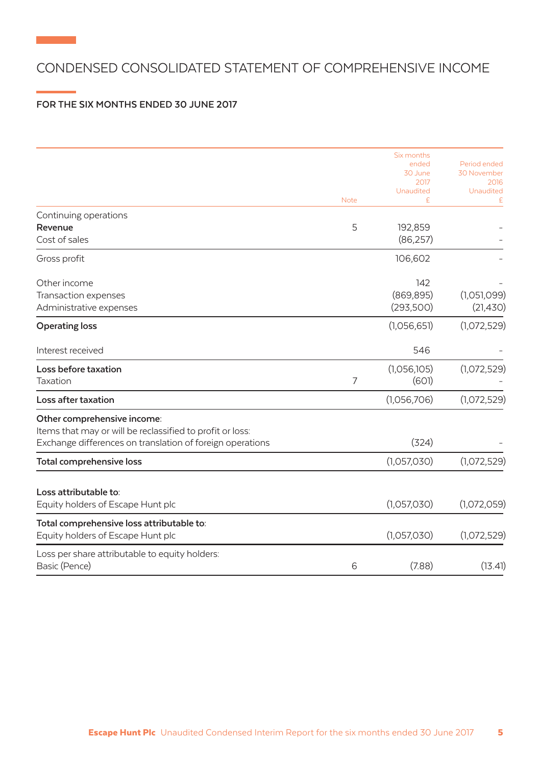# CONDENSED CONSOLIDATED STATEMENT OF COMPREHENSIVE INCOME

## FOR THE SIX MONTHS ENDED 30 JUNE 2017

| | Note | Six months ended 30 June 2017 Unaudited £ | Period ended 30 November 2016 Unaudited £ |
|---|---|---|---|
| Continuing operations | | | |
| **Revenue** | 5 | 192,859 | – |
| Cost of sales | | (86,257) | – |
| Gross profit | | 106,602 | – |
| Other income | | 142 | – |
| Transaction expenses | | (869,895) | (1,051,099) |
| Administrative expenses | | (293,500) | (21,430) |
| **Operating loss** | | (1,056,651) | (1,072,529) |
| Interest received | | 546 | – |
| **Loss before taxation** | | (1,056,105) | (1,072,529) |
| Taxation | 7 | (601) | – |
| **Loss after taxation** | | (1,056,706) | (1,072,529) |
| **Other comprehensive income**: | | | |
| Items that may or will be reclassified to profit or loss: | | | |
| Exchange differences on translation of foreign operations | | (324) | – |
| **Total comprehensive loss** | | (1,057,030) | (1,072,529) |
| **Loss attributable to**: | | | |
| Equity holders of Escape Hunt plc | | (1,057,030) | (1,072,059) |
| **Total comprehensive loss attributable to**: | | | |
| Equity holders of Escape Hunt plc | | (1,057,030) | (1,072,529) |
| Loss per share attributable to equity holders: | | | |
| Basic (Pence) | 6 | (7.88) | (13.41) |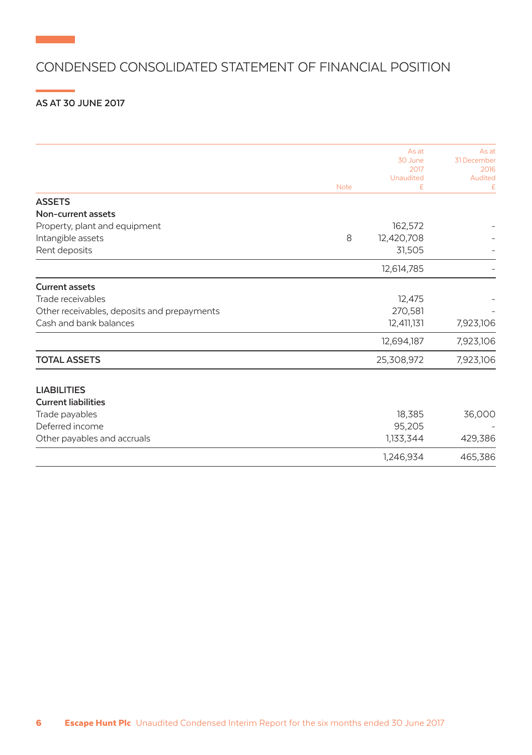# CONDENSED CONSOLIDATED STATEMENT OF FINANCIAL POSITION

## AS AT 30 JUNE 2017

| | Note | As at 30 June 2017 Unaudited £ | As at 31 December 2016 Audited £ |
|---|---|---|---|
| **ASSETS** | | | |
| **Non-current assets** | | | |
| Property, plant and equipment | | 162,572 | - |
| Intangible assets | 8 | 12,420,708 | - |
| Rent deposits | | 31,505 | - |
| | | 12,614,785 | - |
| **Current assets** | | | |
| Trade receivables | | 12,475 | - |
| Other receivables, deposits and prepayments | | 270,581 | - |
| Cash and bank balances | | 12,411,131 | 7,923,106 |
| | | 12,694,187 | 7,923,106 |
| **TOTAL ASSETS** | | 25,308,972 | 7,923,106 |
| **LIABILITIES** | | | |
| **Current liabilities** | | | |
| Trade payables | | 18,385 | 36,000 |
| Deferred income | | 95,205 | - |
| Other payables and accruals | | 1,133,344 | 429,386 |
| | | 1,246,934 | 465,386 |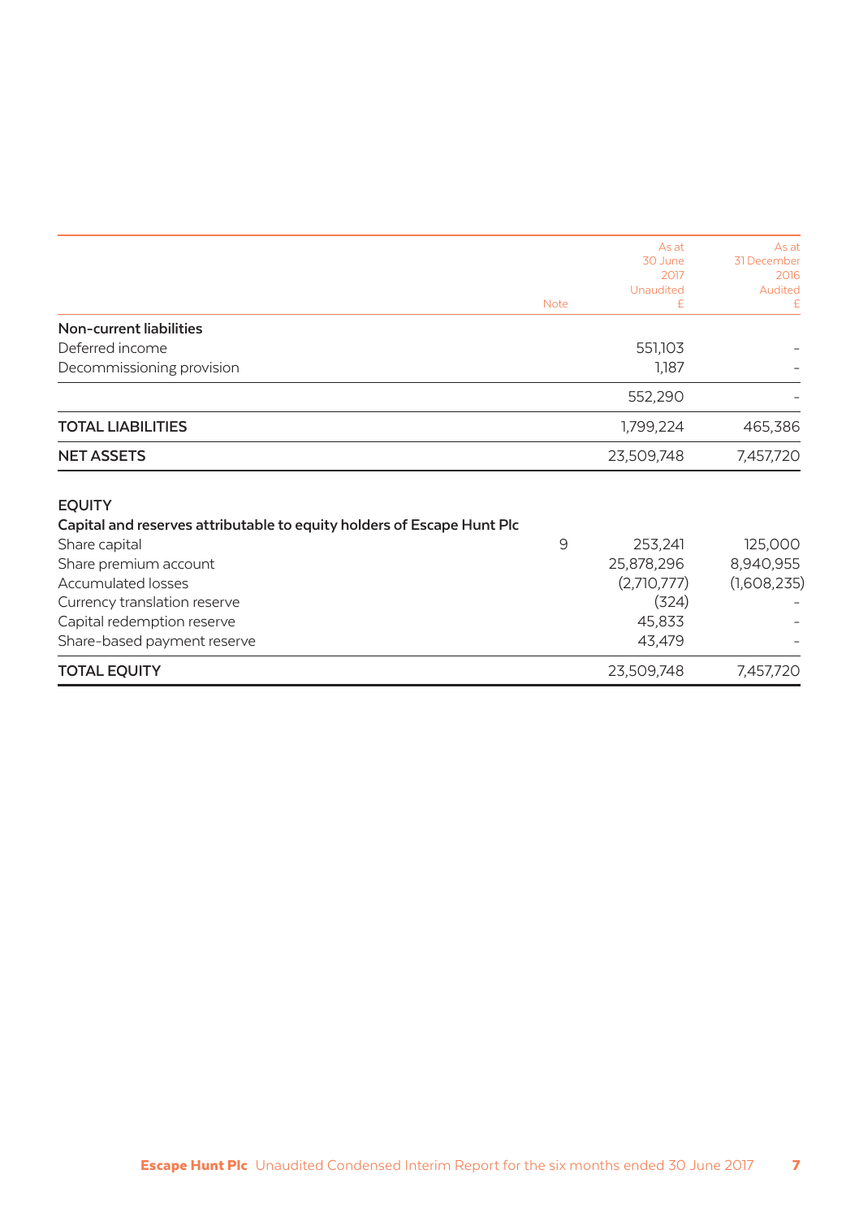| | Note | As at 30 June 2017 Unaudited £ | As at 31 December 2016 Audited £ |
|---|---|---|---|
| **Non-current liabilities** | | | |
| Deferred income | | 551,103 | – |
| Decommissioning provision | | 1,187 | – |
| | | 552,290 | – |
| **TOTAL LIABILITIES** | | 1,799,224 | 465,386 |
| **NET ASSETS** | | 23,509,748 | 7,457,720 |
| | | | |
| **EQUITY** | | | |
| **Capital and reserves attributable to equity holders of Escape Hunt Plc** | | | |
| Share capital | 9 | 253,241 | 125,000 |
| Share premium account | | 25,878,296 | 8,940,955 |
| Accumulated losses | | (2,710,777) | (1,608,235) |
| Currency translation reserve | | (324) | – |
| Capital redemption reserve | | 45,833 | – |
| Share-based payment reserve | | 43,479 | – |
| **TOTAL EQUITY** | | 23,509,748 | 7,457,720 |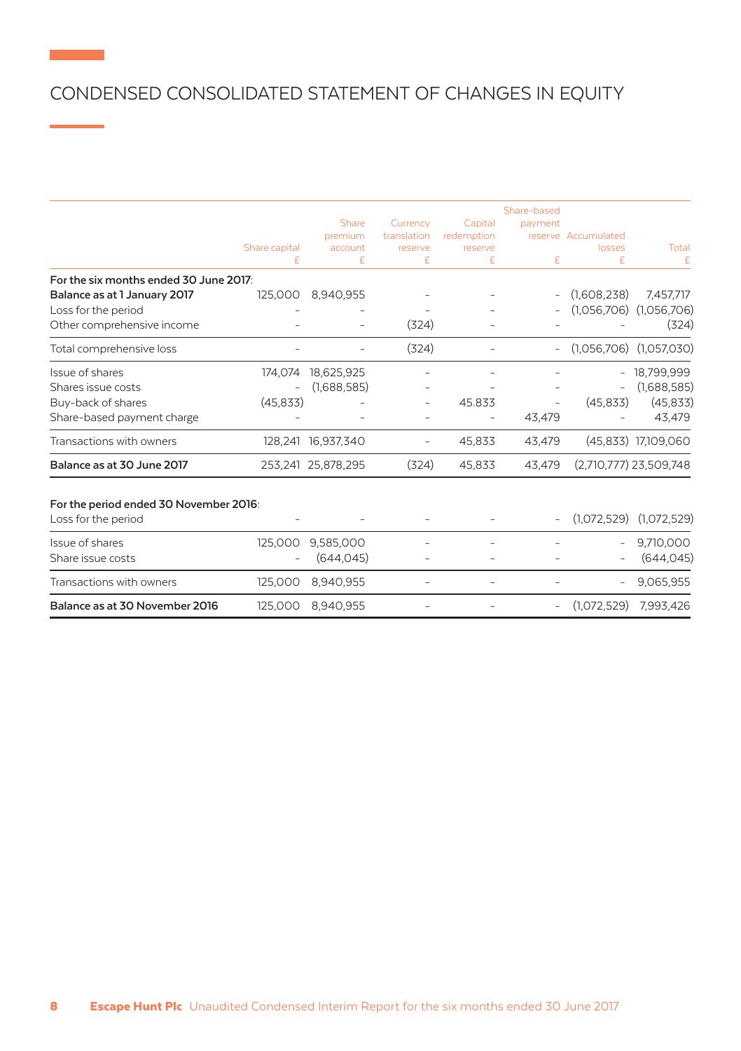# CONDENSED CONSOLIDATED STATEMENT OF CHANGES IN EQUITY

| | Share capital £ | Share premium account £ | Currency translation reserve £ | Capital redemption reserve £ | Share-based payment reserve £ | Accumulated losses £ | Total £ |
|---|---|---|---|---|---|---|---|
| **For the six months ended 30 June 2017**: | | | | | | | |
| **Balance as at 1 January 2017** | 125,000 | 8,940,955 | – | – | – | (1,608,238) | 7,457,717 |
| Loss for the period | – | – | – | – | – | (1,056,706) | (1,056,706) |
| Other comprehensive income | – | – | (324) | – | – | – | (324) |
| Total comprehensive loss | – | – | (324) | – | – | (1,056,706) | (1,057,030) |
| Issue of shares | 174,074 | 18,625,925 | – | – | – | – | 18,799,999 |
| Shares issue costs | – | (1,688,585) | – | – | – | – | (1,688,585) |
| Buy-back of shares | (45,833) | – | – | 45.833 | – | (45,833) | (45,833) |
| Share-based payment charge | – | – | – | – | 43,479 | – | 43,479 |
| Transactions with owners | 128,241 | 16,937,340 | – | 45,833 | 43,479 | (45,833) | 17,109,060 |
| **Balance as at 30 June 2017** | 253,241 | 25,878,295 | (324) | 45,833 | 43,479 | (2,710,777) | 23,509,748 |
| | | | | | | | |
| **For the period ended 30 November 2016**: | | | | | | | |
| Loss for the period | – | – | – | – | – | (1,072,529) | (1,072,529) |
| Issue of shares | 125,000 | 9,585,000 | – | – | – | – | 9,710,000 |
| Share issue costs | – | (644,045) | – | – | – | – | (644,045) |
| Transactions with owners | 125,000 | 8,940,955 | – | – | – | – | 9,065,955 |
| **Balance as at 30 November 2016** | 125,000 | 8,940,955 | – | – | – | (1,072,529) | 7,993,426 |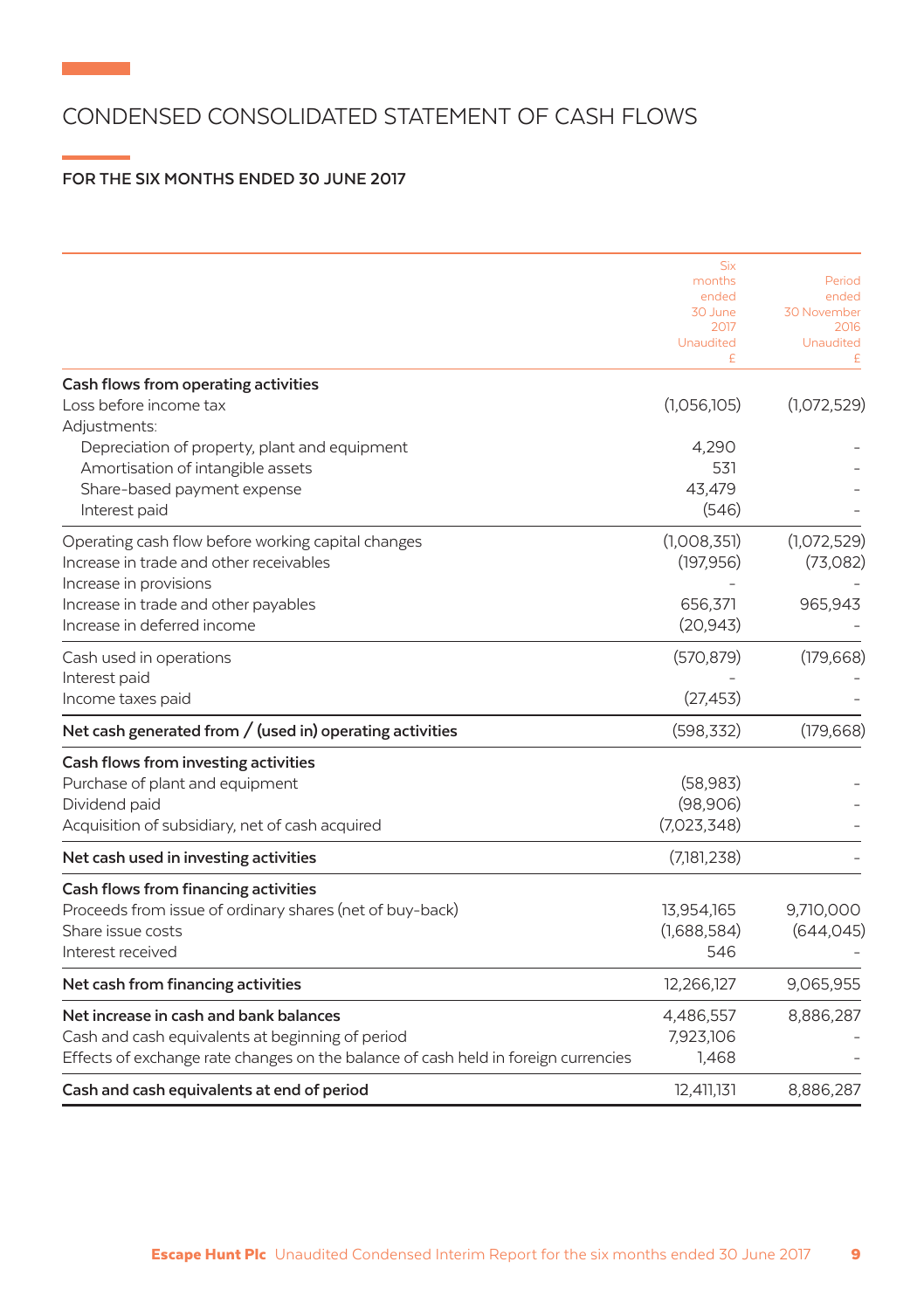# CONDENSED CONSOLIDATED STATEMENT OF CASH FLOWS

## FOR THE SIX MONTHS ENDED 30 JUNE 2017

| | Six months ended 30 June 2017 Unaudited £ | Period ended 30 November 2016 Unaudited £ |
|---|---|---|
| **Cash flows from operating activities** | | |
| Loss before income tax | (1,056,105) | (1,072,529) |
| Adjustments: | | |
| Depreciation of property, plant and equipment | 4,290 | - |
| Amortisation of intangible assets | 531 | - |
| Share-based payment expense | 43,479 | - |
| Interest paid | (546) | - |
| Operating cash flow before working capital changes | (1,008,351) | (1,072,529) |
| Increase in trade and other receivables | (197,956) | (73,082) |
| Increase in provisions | - | - |
| Increase in trade and other payables | 656,371 | 965,943 |
| Increase in deferred income | (20,943) | - |
| Cash used in operations | (570,879) | (179,668) |
| Interest paid | - | - |
| Income taxes paid | (27,453) | - |
| **Net cash generated from / (used in) operating activities** | (598,332) | (179,668) |
| **Cash flows from investing activities** | | |
| Purchase of plant and equipment | (58,983) | - |
| Dividend paid | (98,906) | - |
| Acquisition of subsidiary, net of cash acquired | (7,023,348) | - |
| **Net cash used in investing activities** | (7,181,238) | - |
| **Cash flows from financing activities** | | |
| Proceeds from issue of ordinary shares (net of buy-back) | 13,954,165 | 9,710,000 |
| Share issue costs | (1,688,584) | (644,045) |
| Interest received | 546 | - |
| **Net cash from financing activities** | 12,266,127 | 9,065,955 |
| **Net increase in cash and bank balances** | 4,486,557 | 8,886,287 |
| Cash and cash equivalents at beginning of period | 7,923,106 | - |
| Effects of exchange rate changes on the balance of cash held in foreign currencies | 1,468 | - |
| **Cash and cash equivalents at end of period** | 12,411,131 | 8,886,287 |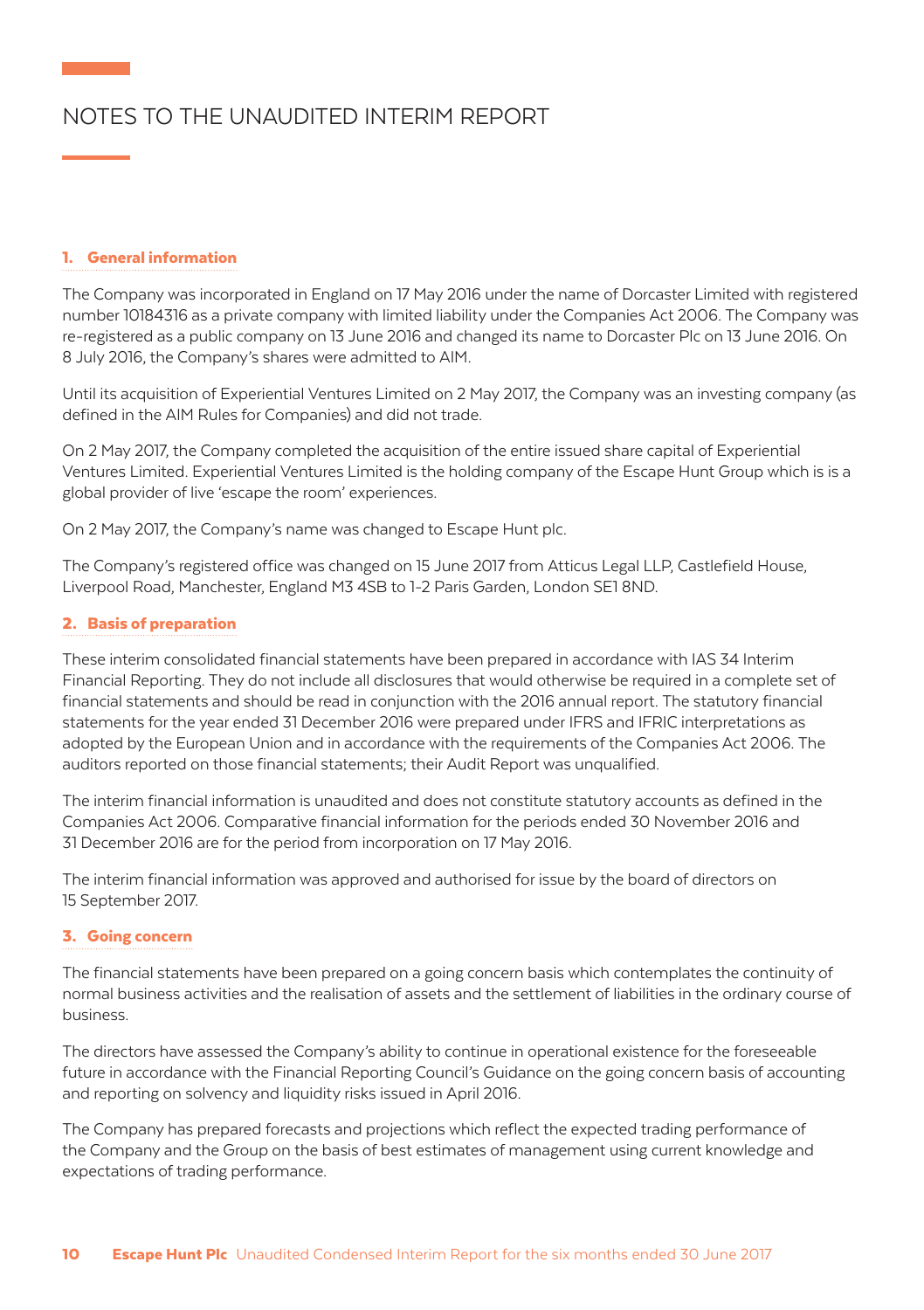# NOTES TO THE UNAUDITED INTERIM REPORT

## 1. General information

The Company was incorporated in England on 17 May 2016 under the name of Dorcaster Limited with registered number 10184316 as a private company with limited liability under the Companies Act 2006. The Company was re-registered as a public company on 13 June 2016 and changed its name to Dorcaster Plc on 13 June 2016. On 8 July 2016, the Company's shares were admitted to AIM.

Until its acquisition of Experiential Ventures Limited on 2 May 2017, the Company was an investing company (as defined in the AIM Rules for Companies) and did not trade.

On 2 May 2017, the Company completed the acquisition of the entire issued share capital of Experiential Ventures Limited. Experiential Ventures Limited is the holding company of the Escape Hunt Group which is is a global provider of live 'escape the room' experiences.

On 2 May 2017, the Company's name was changed to Escape Hunt plc.

The Company's registered office was changed on 15 June 2017 from Atticus Legal LLP, Castlefield House, Liverpool Road, Manchester, England M3 4SB to 1-2 Paris Garden, London SE1 8ND.

## 2. Basis of preparation

These interim consolidated financial statements have been prepared in accordance with IAS 34 Interim Financial Reporting. They do not include all disclosures that would otherwise be required in a complete set of financial statements and should be read in conjunction with the 2016 annual report. The statutory financial statements for the year ended 31 December 2016 were prepared under IFRS and IFRIC interpretations as adopted by the European Union and in accordance with the requirements of the Companies Act 2006. The auditors reported on those financial statements; their Audit Report was unqualified.

The interim financial information is unaudited and does not constitute statutory accounts as defined in the Companies Act 2006. Comparative financial information for the periods ended 30 November 2016 and 31 December 2016 are for the period from incorporation on 17 May 2016.

The interim financial information was approved and authorised for issue by the board of directors on 15 September 2017.

## 3. Going concern

The financial statements have been prepared on a going concern basis which contemplates the continuity of normal business activities and the realisation of assets and the settlement of liabilities in the ordinary course of business.

The directors have assessed the Company's ability to continue in operational existence for the foreseeable future in accordance with the Financial Reporting Council's Guidance on the going concern basis of accounting and reporting on solvency and liquidity risks issued in April 2016.

The Company has prepared forecasts and projections which reflect the expected trading performance of the Company and the Group on the basis of best estimates of management using current knowledge and expectations of trading performance.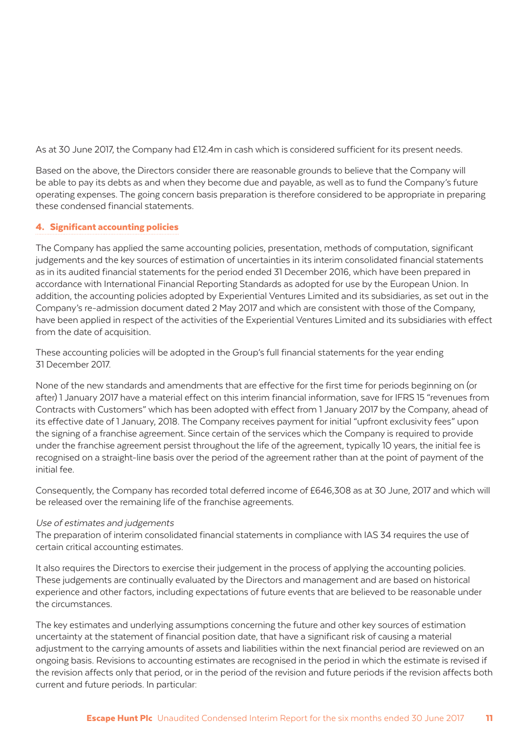As at 30 June 2017, the Company had £12.4m in cash which is considered sufficient for its present needs.

Based on the above, the Directors consider there are reasonable grounds to believe that the Company will be able to pay its debts as and when they become due and payable, as well as to fund the Company's future operating expenses. The going concern basis preparation is therefore considered to be appropriate in preparing these condensed financial statements.

## 4. Significant accounting policies

The Company has applied the same accounting policies, presentation, methods of computation, significant judgements and the key sources of estimation of uncertainties in its interim consolidated financial statements as in its audited financial statements for the period ended 31 December 2016, which have been prepared in accordance with International Financial Reporting Standards as adopted for use by the European Union. In addition, the accounting policies adopted by Experiential Ventures Limited and its subsidiaries, as set out in the Company's re-admission document dated 2 May 2017 and which are consistent with those of the Company, have been applied in respect of the activities of the Experiential Ventures Limited and its subsidiaries with effect from the date of acquisition.

These accounting policies will be adopted in the Group's full financial statements for the year ending 31 December 2017.

None of the new standards and amendments that are effective for the first time for periods beginning on (or after) 1 January 2017 have a material effect on this interim financial information, save for IFRS 15 "revenues from Contracts with Customers" which has been adopted with effect from 1 January 2017 by the Company, ahead of its effective date of 1 January, 2018. The Company receives payment for initial "upfront exclusivity fees" upon the signing of a franchise agreement. Since certain of the services which the Company is required to provide under the franchise agreement persist throughout the life of the agreement, typically 10 years, the initial fee is recognised on a straight-line basis over the period of the agreement rather than at the point of payment of the initial fee.

Consequently, the Company has recorded total deferred income of £646,308 as at 30 June, 2017 and which will be released over the remaining life of the franchise agreements.

*Use of estimates and judgements*

The preparation of interim consolidated financial statements in compliance with IAS 34 requires the use of certain critical accounting estimates.

It also requires the Directors to exercise their judgement in the process of applying the accounting policies. These judgements are continually evaluated by the Directors and management and are based on historical experience and other factors, including expectations of future events that are believed to be reasonable under the circumstances.

The key estimates and underlying assumptions concerning the future and other key sources of estimation uncertainty at the statement of financial position date, that have a significant risk of causing a material adjustment to the carrying amounts of assets and liabilities within the next financial period are reviewed on an ongoing basis. Revisions to accounting estimates are recognised in the period in which the estimate is revised if the revision affects only that period, or in the period of the revision and future periods if the revision affects both current and future periods. In particular: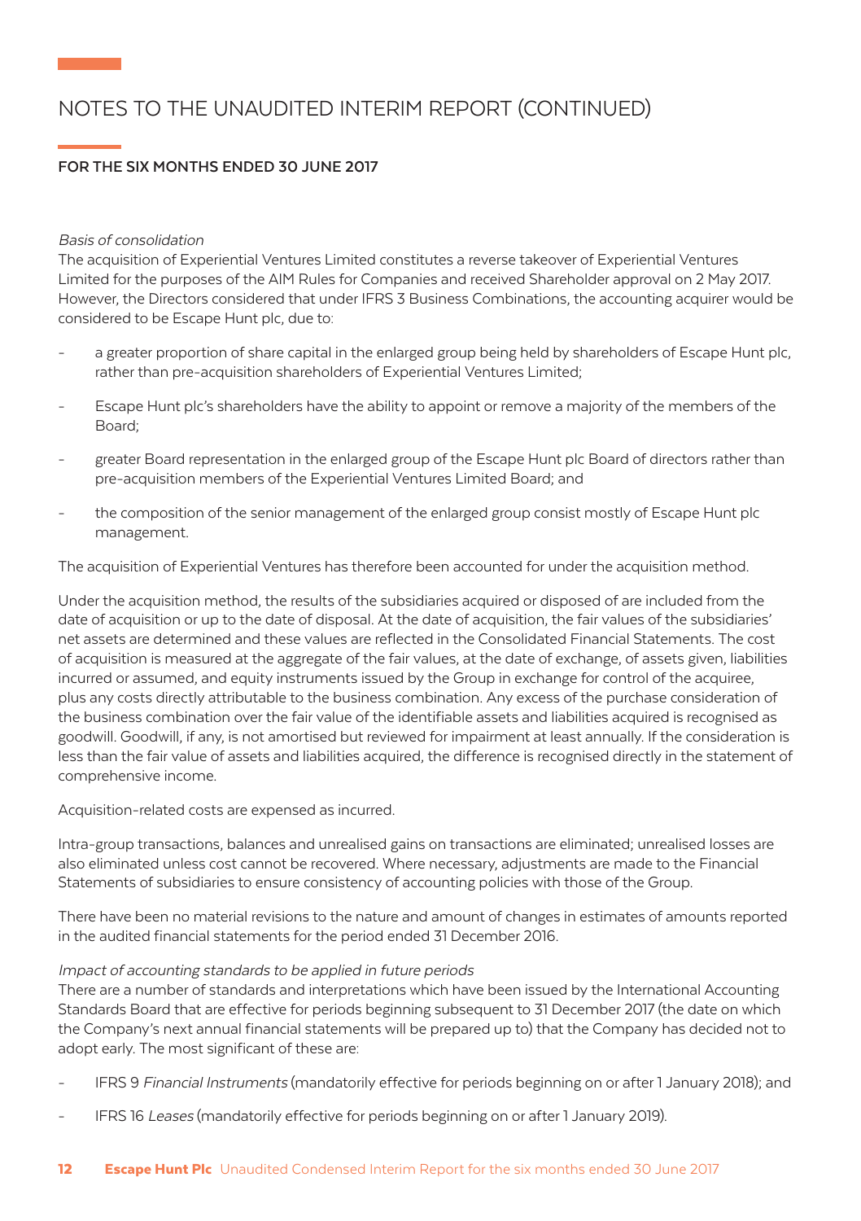# NOTES TO THE UNAUDITED INTERIM REPORT (CONTINUED)

**FOR THE SIX MONTHS ENDED 30 JUNE 2017**

*Basis of consolidation*

The acquisition of Experiential Ventures Limited constitutes a reverse takeover of Experiential Ventures Limited for the purposes of the AIM Rules for Companies and received Shareholder approval on 2 May 2017. However, the Directors considered that under IFRS 3 Business Combinations, the accounting acquirer would be considered to be Escape Hunt plc, due to:

- a greater proportion of share capital in the enlarged group being held by shareholders of Escape Hunt plc, rather than pre-acquisition shareholders of Experiential Ventures Limited;
- Escape Hunt plc's shareholders have the ability to appoint or remove a majority of the members of the Board;
- greater Board representation in the enlarged group of the Escape Hunt plc Board of directors rather than pre-acquisition members of the Experiential Ventures Limited Board; and
- the composition of the senior management of the enlarged group consist mostly of Escape Hunt plc management.

The acquisition of Experiential Ventures has therefore been accounted for under the acquisition method.

Under the acquisition method, the results of the subsidiaries acquired or disposed of are included from the date of acquisition or up to the date of disposal. At the date of acquisition, the fair values of the subsidiaries' net assets are determined and these values are reflected in the Consolidated Financial Statements. The cost of acquisition is measured at the aggregate of the fair values, at the date of exchange, of assets given, liabilities incurred or assumed, and equity instruments issued by the Group in exchange for control of the acquiree, plus any costs directly attributable to the business combination. Any excess of the purchase consideration of the business combination over the fair value of the identifiable assets and liabilities acquired is recognised as goodwill. Goodwill, if any, is not amortised but reviewed for impairment at least annually. If the consideration is less than the fair value of assets and liabilities acquired, the difference is recognised directly in the statement of comprehensive income.

Acquisition-related costs are expensed as incurred.

Intra-group transactions, balances and unrealised gains on transactions are eliminated; unrealised losses are also eliminated unless cost cannot be recovered. Where necessary, adjustments are made to the Financial Statements of subsidiaries to ensure consistency of accounting policies with those of the Group.

There have been no material revisions to the nature and amount of changes in estimates of amounts reported in the audited financial statements for the period ended 31 December 2016.

*Impact of accounting standards to be applied in future periods*

There are a number of standards and interpretations which have been issued by the International Accounting Standards Board that are effective for periods beginning subsequent to 31 December 2017 (the date on which the Company's next annual financial statements will be prepared up to) that the Company has decided not to adopt early. The most significant of these are:

- IFRS 9 *Financial Instruments* (mandatorily effective for periods beginning on or after 1 January 2018); and
- IFRS 16 *Leases* (mandatorily effective for periods beginning on or after 1 January 2019).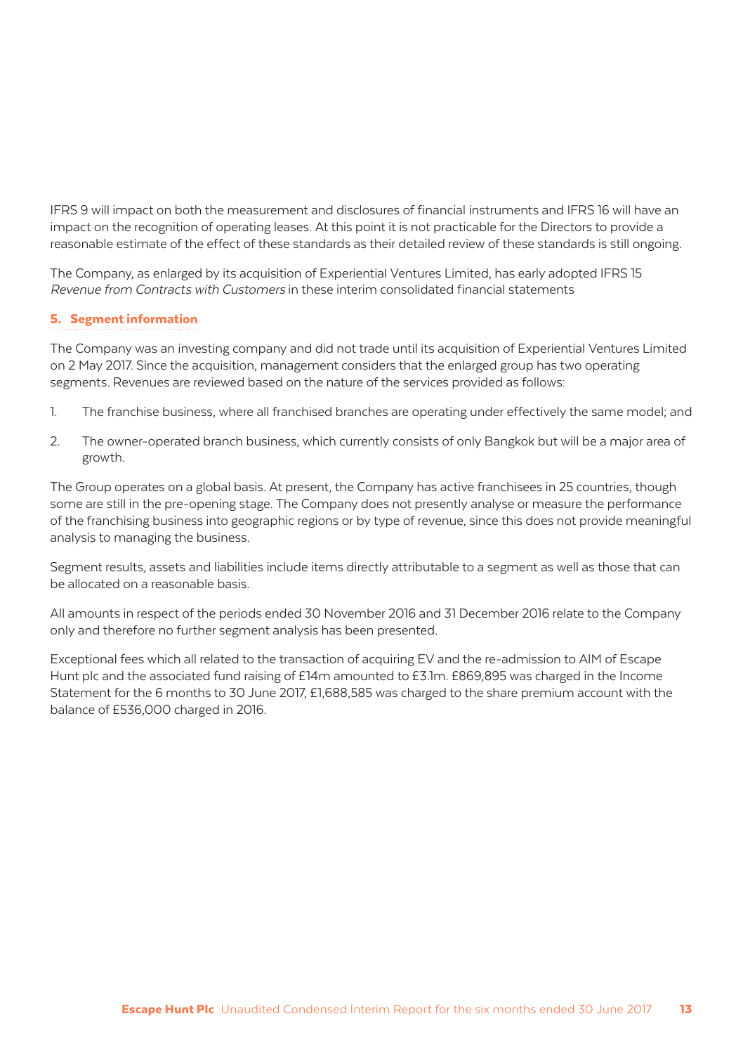IFRS 9 will impact on both the measurement and disclosures of financial instruments and IFRS 16 will have an impact on the recognition of operating leases. At this point it is not practicable for the Directors to provide a reasonable estimate of the effect of these standards as their detailed review of these standards is still ongoing.

The Company, as enlarged by its acquisition of Experiential Ventures Limited, has early adopted IFRS 15 *Revenue from Contracts with Customers* in these interim consolidated financial statements

## 5. Segment information

The Company was an investing company and did not trade until its acquisition of Experiential Ventures Limited on 2 May 2017. Since the acquisition, management considers that the enlarged group has two operating segments. Revenues are reviewed based on the nature of the services provided as follows:

1. The franchise business, where all franchised branches are operating under effectively the same model; and
2. The owner-operated branch business, which currently consists of only Bangkok but will be a major area of growth.

The Group operates on a global basis. At present, the Company has active franchisees in 25 countries, though some are still in the pre-opening stage. The Company does not presently analyse or measure the performance of the franchising business into geographic regions or by type of revenue, since this does not provide meaningful analysis to managing the business.

Segment results, assets and liabilities include items directly attributable to a segment as well as those that can be allocated on a reasonable basis.

All amounts in respect of the periods ended 30 November 2016 and 31 December 2016 relate to the Company only and therefore no further segment analysis has been presented.

Exceptional fees which all related to the transaction of acquiring EV and the re-admission to AIM of Escape Hunt plc and the associated fund raising of £14m amounted to £3.1m. £869,895 was charged in the Income Statement for the 6 months to 30 June 2017, £1,688,585 was charged to the share premium account with the balance of £536,000 charged in 2016.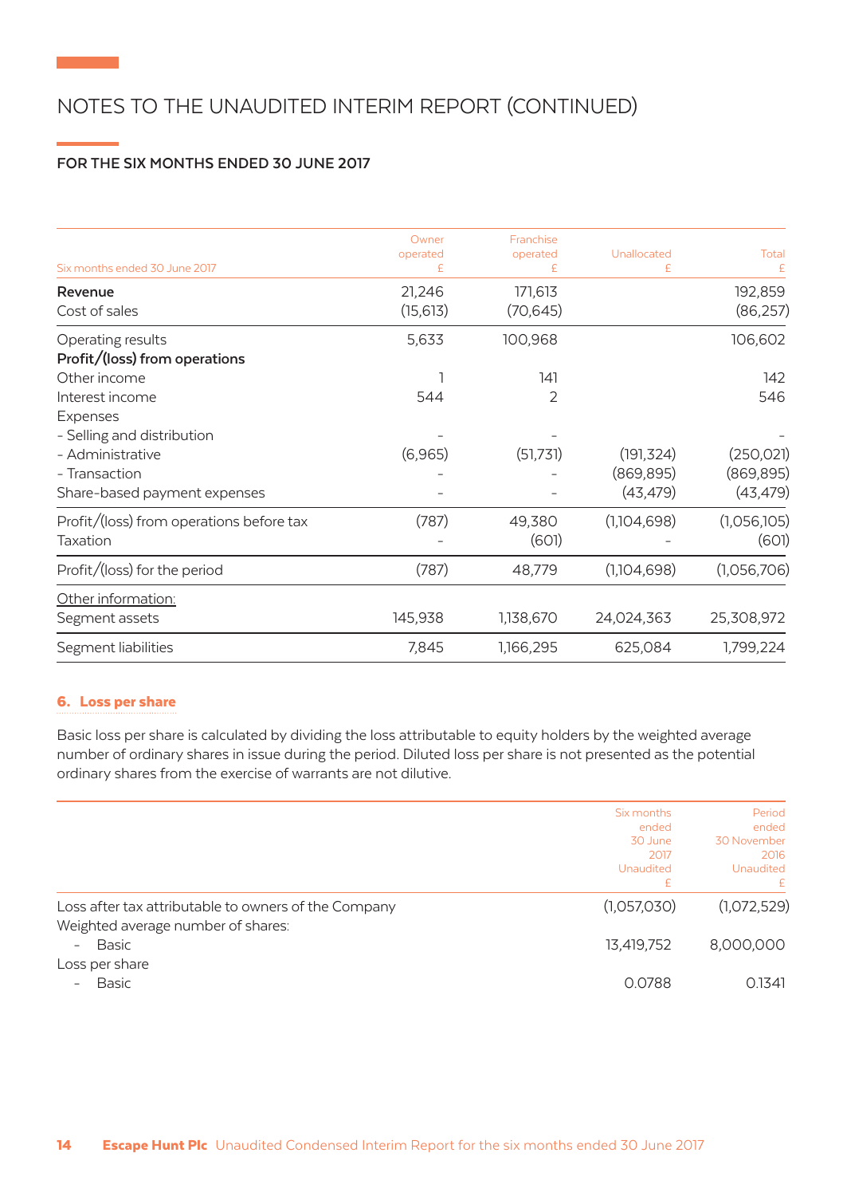# NOTES TO THE UNAUDITED INTERIM REPORT (CONTINUED)

**FOR THE SIX MONTHS ENDED 30 JUNE 2017**

| Six months ended 30 June 2017 | Owner operated £ | Franchise operated £ | Unallocated £ | Total £ |
|---|---|---|---|---|
| **Revenue** | 21,246 | 171,613 | | 192,859 |
| Cost of sales | (15,613) | (70,645) | | (86,257) |
| Operating results | 5,633 | 100,968 | | 106,602 |
| **Profit/(loss) from operations** | | | | |
| Other income | 1 | 141 | | 142 |
| Interest income | 544 | 2 | | 546 |
| Expenses | | | | |
| - Selling and distribution | – | – | | – |
| - Administrative | (6,965) | (51,731) | (191,324) | (250,021) |
| - Transaction | – | – | (869,895) | (869,895) |
| Share-based payment expenses | – | – | (43,479) | (43,479) |
| Profit/(loss) from operations before tax | (787) | 49,380 | (1,104,698) | (1,056,105) |
| Taxation | – | (601) | – | (601) |
| Profit/(loss) for the period | (787) | 48,779 | (1,104,698) | (1,056,706) |
| Other information: | | | | |
| Segment assets | 145,938 | 1,138,670 | 24,024,363 | 25,308,972 |
| Segment liabilities | 7,845 | 1,166,295 | 625,084 | 1,799,224 |

## 6. Loss per share

Basic loss per share is calculated by dividing the loss attributable to equity holders by the weighted average number of ordinary shares in issue during the period. Diluted loss per share is not presented as the potential ordinary shares from the exercise of warrants are not dilutive.

| | Six months ended 30 June 2017 Unaudited £ | Period ended 30 November 2016 Unaudited £ |
|---|---|---|
| Loss after tax attributable to owners of the Company | (1,057,030) | (1,072,529) |
| Weighted average number of shares: | | |
| - Basic | 13,419,752 | 8,000,000 |
| Loss per share | | |
| - Basic | 0.0788 | 0.1341 |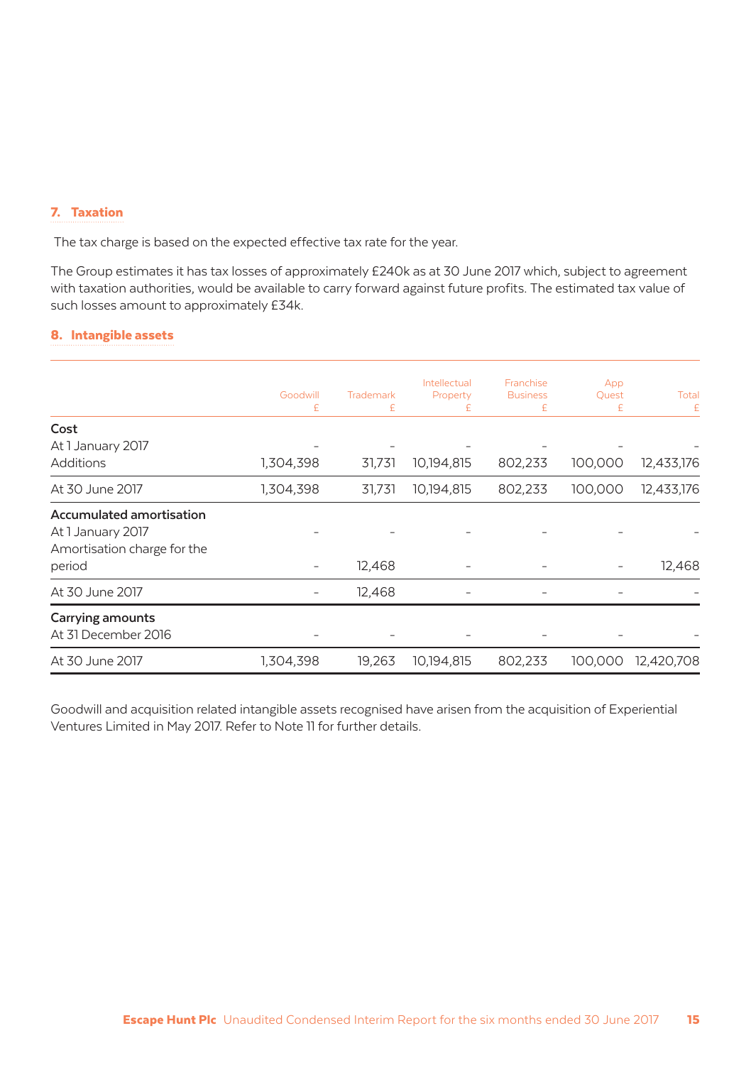## 7. Taxation

The tax charge is based on the expected effective tax rate for the year.

The Group estimates it has tax losses of approximately £240k as at 30 June 2017 which, subject to agreement with taxation authorities, would be available to carry forward against future profits. The estimated tax value of such losses amount to approximately £34k.

## 8. Intangible assets

| | Goodwill £ | Trademark £ | Intellectual Property £ | Franchise Business £ | App Quest £ | Total £ |
|---|---|---|---|---|---|---|
| **Cost** | | | | | | |
| At 1 January 2017 | – | – | – | – | – | – |
| Additions | 1,304,398 | 31,731 | 10,194,815 | 802,233 | 100,000 | 12,433,176 |
| At 30 June 2017 | 1,304,398 | 31,731 | 10,194,815 | 802,233 | 100,000 | 12,433,176 |
| **Accumulated amortisation** | | | | | | |
| At 1 January 2017 | – | – | – | – | – | – |
| Amortisation charge for the period | – | 12,468 | – | – | – | 12,468 |
| At 30 June 2017 | – | 12,468 | – | – | – | – |
| **Carrying amounts** | | | | | | |
| At 31 December 2016 | – | – | – | – | – | – |
| At 30 June 2017 | 1,304,398 | 19,263 | 10,194,815 | 802,233 | 100,000 | 12,420,708 |

Goodwill and acquisition related intangible assets recognised have arisen from the acquisition of Experiential Ventures Limited in May 2017. Refer to Note 11 for further details.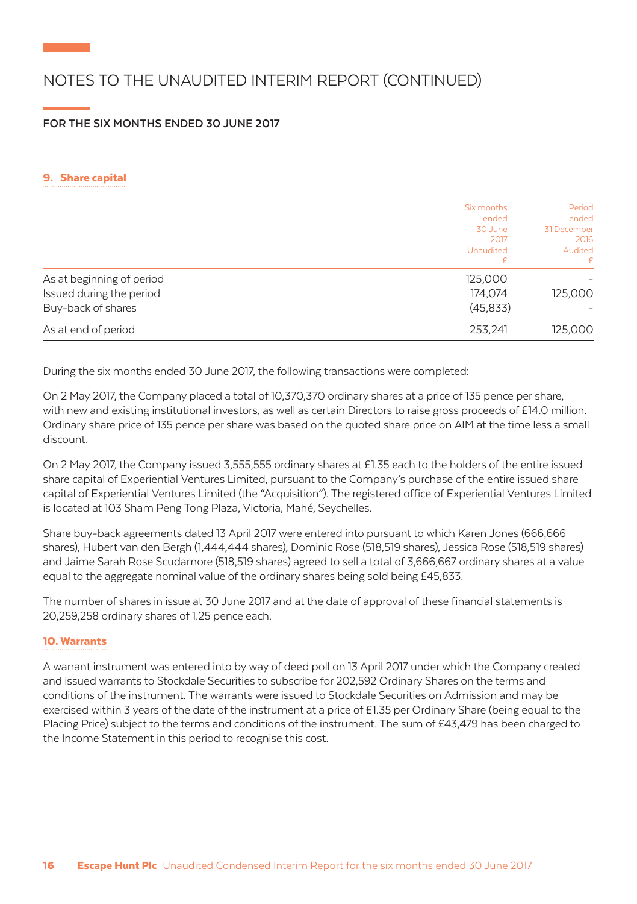# NOTES TO THE UNAUDITED INTERIM REPORT (CONTINUED)

**FOR THE SIX MONTHS ENDED 30 JUNE 2017**

## 9. Share capital

| | Six months ended 30 June 2017 Unaudited £ | Period ended 31 December 2016 Audited £ |
|---|---|---|
| As at beginning of period | 125,000 | – |
| Issued during the period | 174,074 | 125,000 |
| Buy-back of shares | (45,833) | – |
| As at end of period | 253,241 | 125,000 |

During the six months ended 30 June 2017, the following transactions were completed:

On 2 May 2017, the Company placed a total of 10,370,370 ordinary shares at a price of 135 pence per share, with new and existing institutional investors, as well as certain Directors to raise gross proceeds of £14.0 million. Ordinary share price of 135 pence per share was based on the quoted share price on AIM at the time less a small discount.

On 2 May 2017, the Company issued 3,555,555 ordinary shares at £1.35 each to the holders of the entire issued share capital of Experiential Ventures Limited, pursuant to the Company's purchase of the entire issued share capital of Experiential Ventures Limited (the "Acquisition"). The registered office of Experiential Ventures Limited is located at 103 Sham Peng Tong Plaza, Victoria, Mahé, Seychelles.

Share buy-back agreements dated 13 April 2017 were entered into pursuant to which Karen Jones (666,666 shares), Hubert van den Bergh (1,444,444 shares), Dominic Rose (518,519 shares), Jessica Rose (518,519 shares) and Jaime Sarah Rose Scudamore (518,519 shares) agreed to sell a total of 3,666,667 ordinary shares at a value equal to the aggregate nominal value of the ordinary shares being sold being £45,833.

The number of shares in issue at 30 June 2017 and at the date of approval of these financial statements is 20,259,258 ordinary shares of 1.25 pence each.

## 10. Warrants

A warrant instrument was entered into by way of deed poll on 13 April 2017 under which the Company created and issued warrants to Stockdale Securities to subscribe for 202,592 Ordinary Shares on the terms and conditions of the instrument. The warrants were issued to Stockdale Securities on Admission and may be exercised within 3 years of the date of the instrument at a price of £1.35 per Ordinary Share (being equal to the Placing Price) subject to the terms and conditions of the instrument. The sum of £43,479 has been charged to the Income Statement in this period to recognise this cost.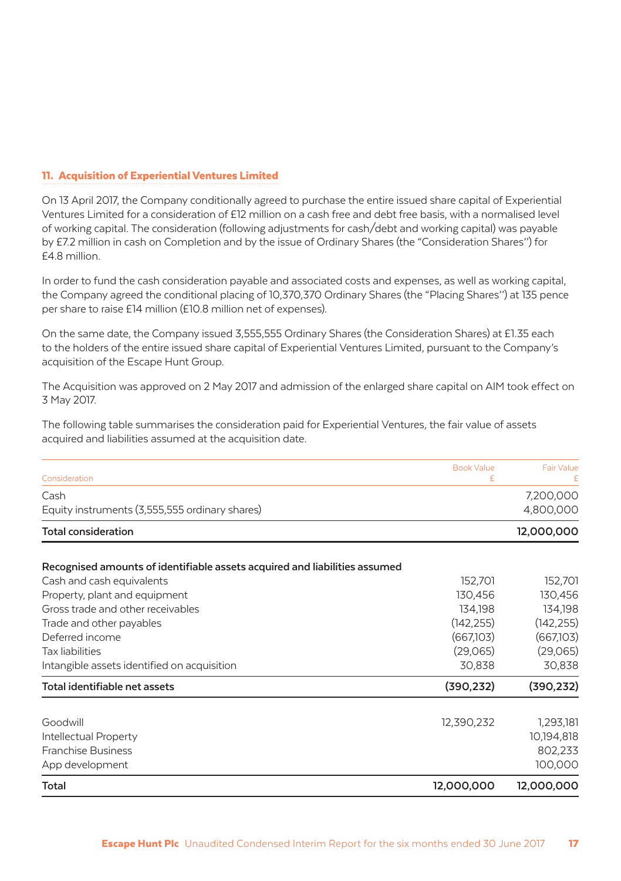## 11. Acquisition of Experiential Ventures Limited

On 13 April 2017, the Company conditionally agreed to purchase the entire issued share capital of Experiential Ventures Limited for a consideration of £12 million on a cash free and debt free basis, with a normalised level of working capital. The consideration (following adjustments for cash/debt and working capital) was payable by £7.2 million in cash on Completion and by the issue of Ordinary Shares (the "Consideration Shares") for £4.8 million.

In order to fund the cash consideration payable and associated costs and expenses, as well as working capital, the Company agreed the conditional placing of 10,370,370 Ordinary Shares (the "Placing Shares") at 135 pence per share to raise £14 million (£10.8 million net of expenses).

On the same date, the Company issued 3,555,555 Ordinary Shares (the Consideration Shares) at £1.35 each to the holders of the entire issued share capital of Experiential Ventures Limited, pursuant to the Company's acquisition of the Escape Hunt Group.

The Acquisition was approved on 2 May 2017 and admission of the enlarged share capital on AIM took effect on 3 May 2017.

The following table summarises the consideration paid for Experiential Ventures, the fair value of assets acquired and liabilities assumed at the acquisition date.

| Consideration | Book Value £ | Fair Value £ |
|---|---|---|
| Cash | | 7,200,000 |
| Equity instruments (3,555,555 ordinary shares) | | 4,800,000 |
| **Total consideration** | | **12,000,000** |
| **Recognised amounts of identifiable assets acquired and liabilities assumed** | | |
| Cash and cash equivalents | 152,701 | 152,701 |
| Property, plant and equipment | 130,456 | 130,456 |
| Gross trade and other receivables | 134,198 | 134,198 |
| Trade and other payables | (142,255) | (142,255) |
| Deferred income | (667,103) | (667,103) |
| Tax liabilities | (29,065) | (29,065) |
| Intangible assets identified on acquisition | 30,838 | 30,838 |
| **Total identifiable net assets** | **(390,232)** | **(390,232)** |
| Goodwill | 12,390,232 | 1,293,181 |
| Intellectual Property | | 10,194,818 |
| Franchise Business | | 802,233 |
| App development | | 100,000 |
| **Total** | **12,000,000** | **12,000,000** |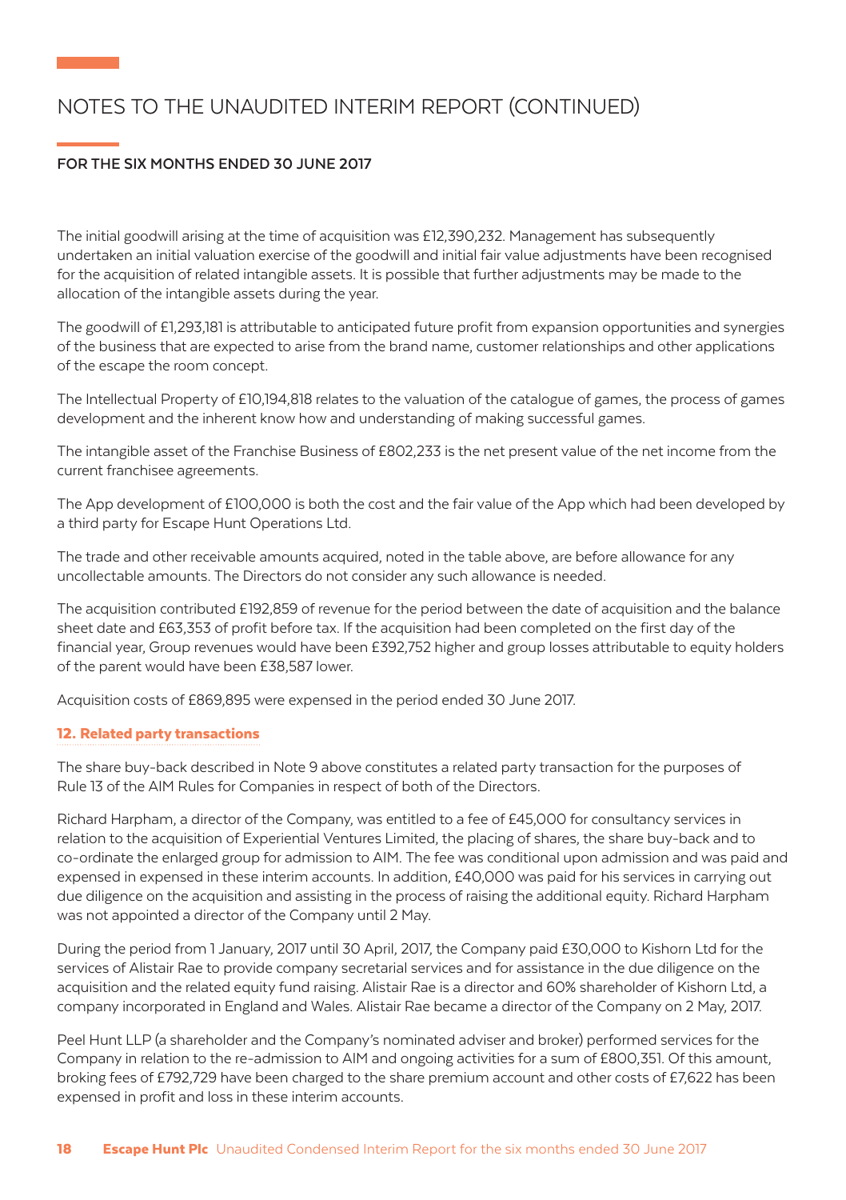# NOTES TO THE UNAUDITED INTERIM REPORT (CONTINUED)

**FOR THE SIX MONTHS ENDED 30 JUNE 2017**

The initial goodwill arising at the time of acquisition was £12,390,232. Management has subsequently undertaken an initial valuation exercise of the goodwill and initial fair value adjustments have been recognised for the acquisition of related intangible assets. It is possible that further adjustments may be made to the allocation of the intangible assets during the year.

The goodwill of £1,293,181 is attributable to anticipated future profit from expansion opportunities and synergies of the business that are expected to arise from the brand name, customer relationships and other applications of the escape the room concept.

The Intellectual Property of £10,194,818 relates to the valuation of the catalogue of games, the process of games development and the inherent know how and understanding of making successful games.

The intangible asset of the Franchise Business of £802,233 is the net present value of the net income from the current franchisee agreements.

The App development of £100,000 is both the cost and the fair value of the App which had been developed by a third party for Escape Hunt Operations Ltd.

The trade and other receivable amounts acquired, noted in the table above, are before allowance for any uncollectable amounts. The Directors do not consider any such allowance is needed.

The acquisition contributed £192,859 of revenue for the period between the date of acquisition and the balance sheet date and £63,353 of profit before tax. If the acquisition had been completed on the first day of the financial year, Group revenues would have been £392,752 higher and group losses attributable to equity holders of the parent would have been £38,587 lower.

Acquisition costs of £869,895 were expensed in the period ended 30 June 2017.

## 12. Related party transactions

The share buy-back described in Note 9 above constitutes a related party transaction for the purposes of Rule 13 of the AIM Rules for Companies in respect of both of the Directors.

Richard Harpham, a director of the Company, was entitled to a fee of £45,000 for consultancy services in relation to the acquisition of Experiential Ventures Limited, the placing of shares, the share buy-back and to co-ordinate the enlarged group for admission to AIM. The fee was conditional upon admission and was paid and expensed in expensed in these interim accounts. In addition, £40,000 was paid for his services in carrying out due diligence on the acquisition and assisting in the process of raising the additional equity. Richard Harpham was not appointed a director of the Company until 2 May.

During the period from 1 January, 2017 until 30 April, 2017, the Company paid £30,000 to Kishorn Ltd for the services of Alistair Rae to provide company secretarial services and for assistance in the due diligence on the acquisition and the related equity fund raising. Alistair Rae is a director and 60% shareholder of Kishorn Ltd, a company incorporated in England and Wales. Alistair Rae became a director of the Company on 2 May, 2017.

Peel Hunt LLP (a shareholder and the Company's nominated adviser and broker) performed services for the Company in relation to the re-admission to AIM and ongoing activities for a sum of £800,351. Of this amount, broking fees of £792,729 have been charged to the share premium account and other costs of £7,622 has been expensed in profit and loss in these interim accounts.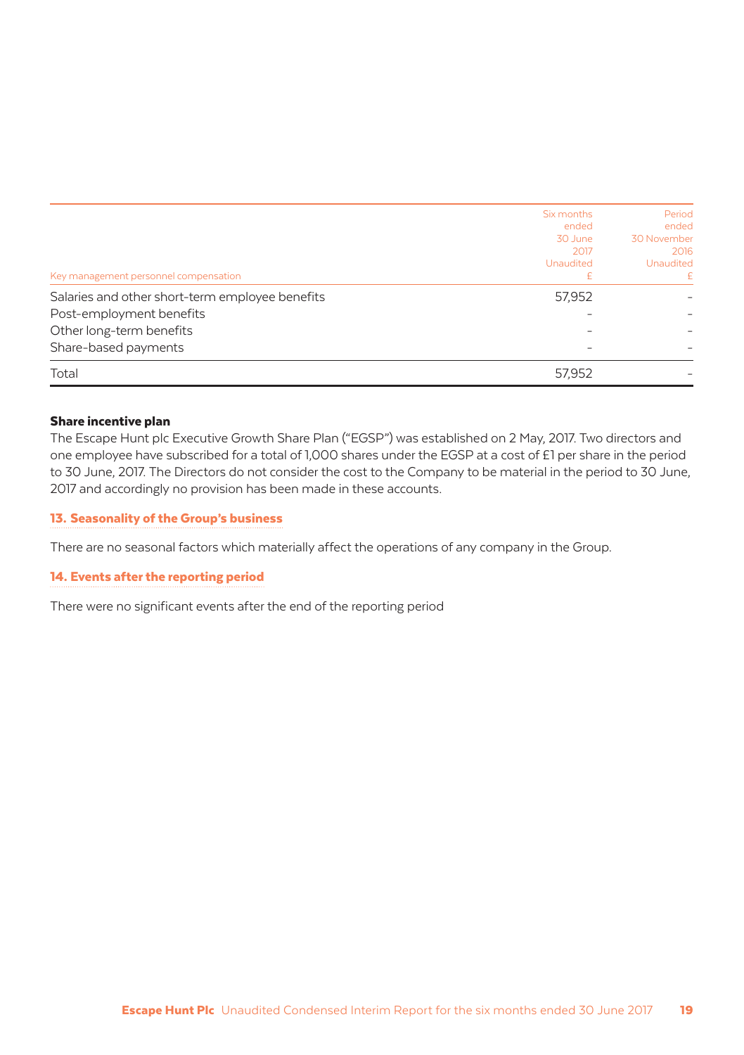| Key management personnel compensation | Six months ended 30 June 2017 Unaudited £ | Period ended 30 November 2016 Unaudited £ |
|---|---|---|
| Salaries and other short-term employee benefits | 57,952 | – |
| Post-employment benefits | – | – |
| Other long-term benefits | – | – |
| Share-based payments | – | – |
| Total | 57,952 | – |

**Share incentive plan**

The Escape Hunt plc Executive Growth Share Plan ("EGSP") was established on 2 May, 2017. Two directors and one employee have subscribed for a total of 1,000 shares under the EGSP at a cost of £1 per share in the period to 30 June, 2017. The Directors do not consider the cost to the Company to be material in the period to 30 June, 2017 and accordingly no provision has been made in these accounts.

## 13. Seasonality of the Group's business

There are no seasonal factors which materially affect the operations of any company in the Group.

## 14. Events after the reporting period

There were no significant events after the end of the reporting period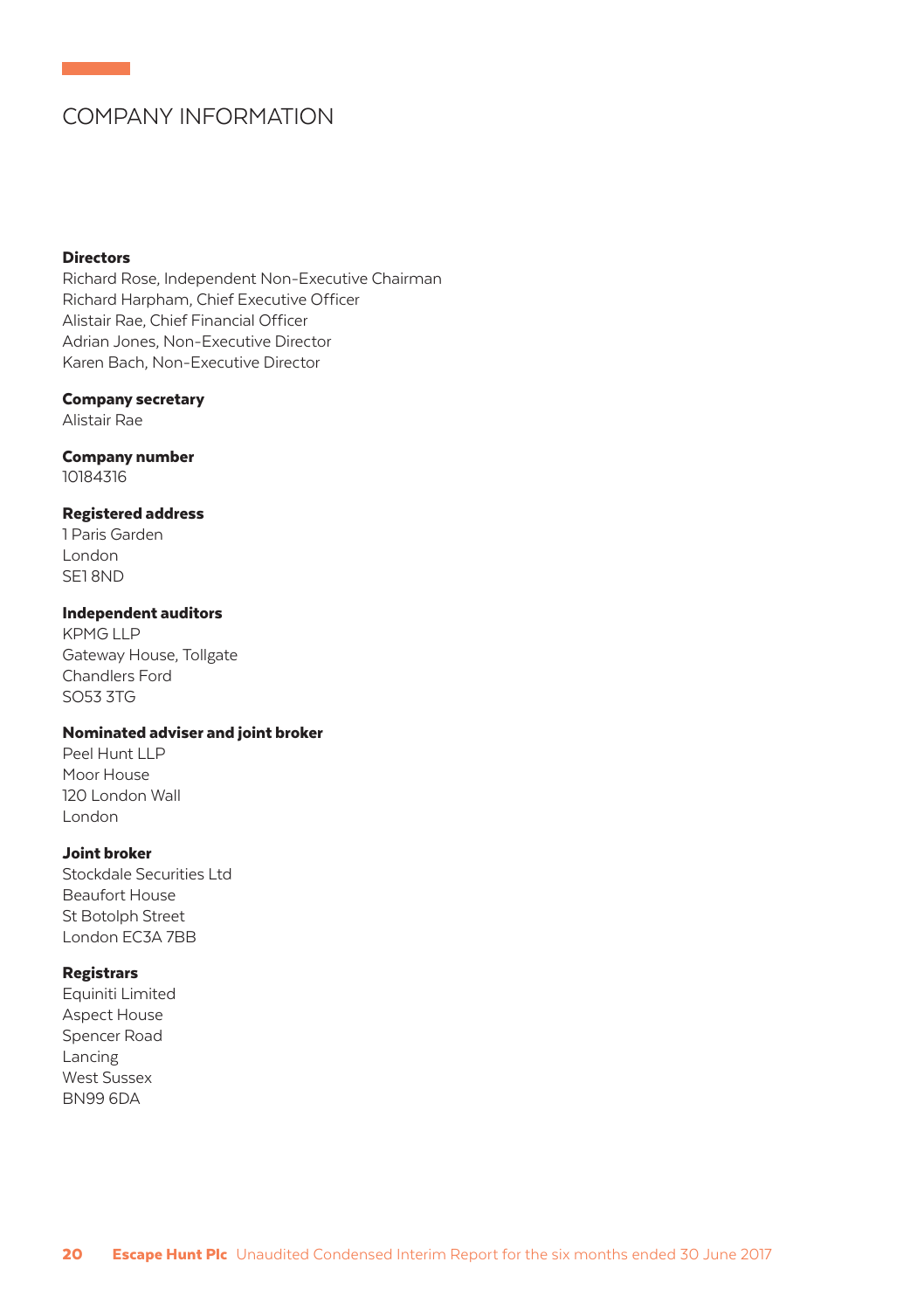# COMPANY INFORMATION

**Directors**

Richard Rose, Independent Non-Executive Chairman
Richard Harpham, Chief Executive Officer
Alistair Rae, Chief Financial Officer
Adrian Jones, Non-Executive Director
Karen Bach, Non-Executive Director

**Company secretary**

Alistair Rae

**Company number**

10184316

**Registered address**

1 Paris Garden
London
SE1 8ND

**Independent auditors**

KPMG LLP
Gateway House, Tollgate
Chandlers Ford
SO53 3TG

**Nominated adviser and joint broker**

Peel Hunt LLP
Moor House
120 London Wall
London

**Joint broker**

Stockdale Securities Ltd
Beaufort House
St Botolph Street
London EC3A 7BB

**Registrars**

Equiniti Limited
Aspect House
Spencer Road
Lancing
West Sussex
BN99 6DA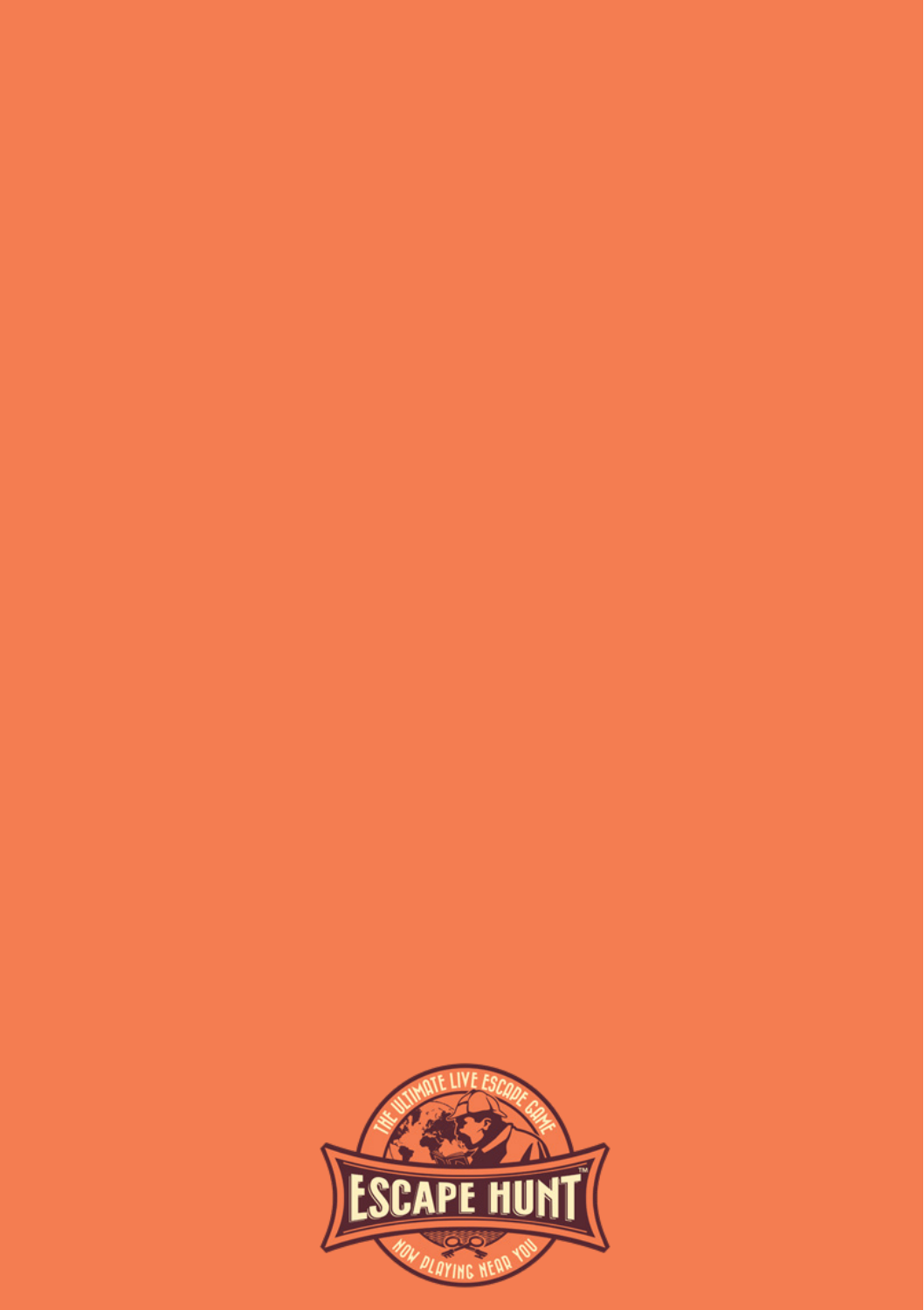THE ULTIMATE LIVE ESCAPE GAME

ESCAPE HUNT™

NOW PLAYING NEAR YOU